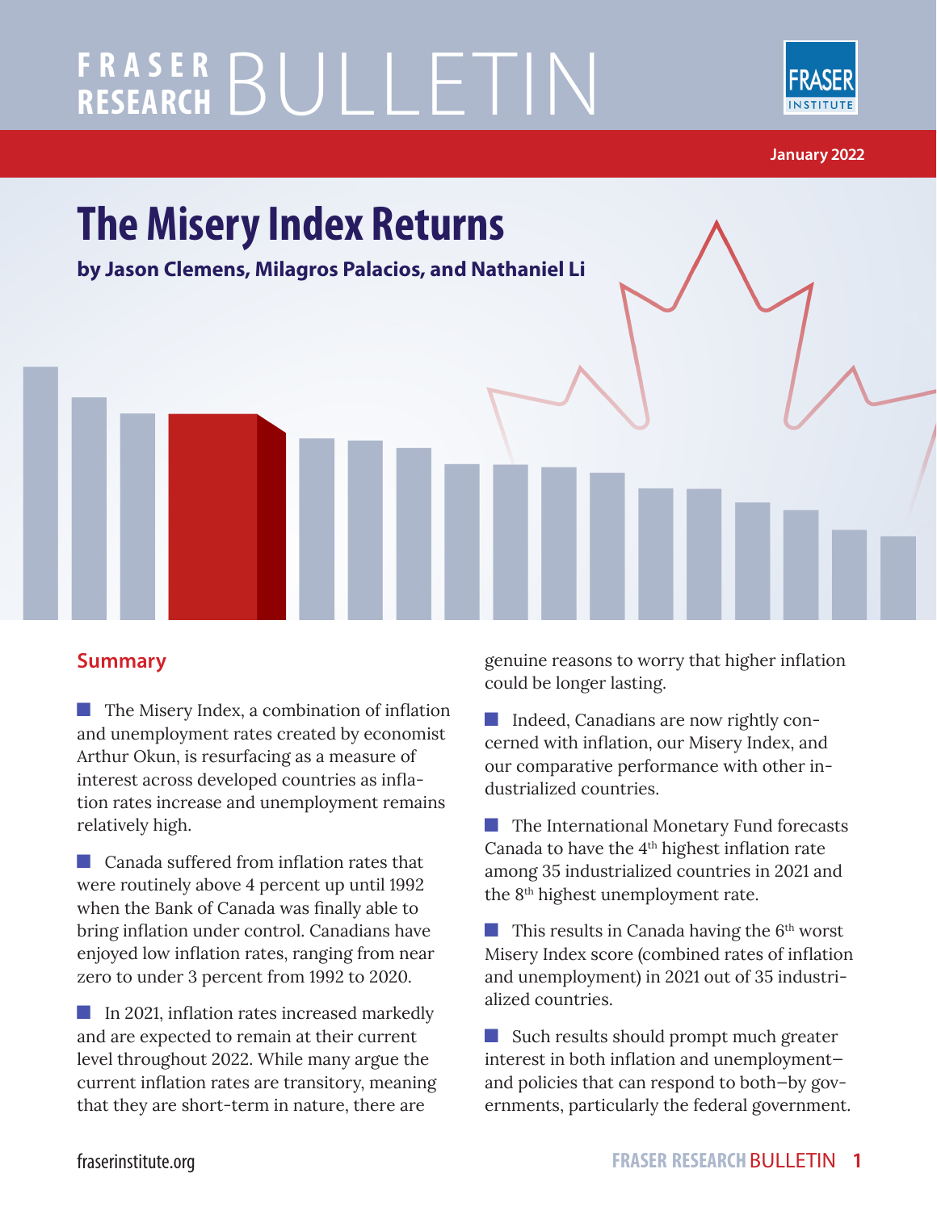# The Misery Index Returns

**by Jason Clemens, Milagros Palacios, and Nathaniel Li**

January 2022

## Summary

- The Misery Index, a combination of inflation and unemployment rates created by economist Arthur Okun, is resurfacing as a measure of interest across developed countries as inflation rates increase and unemployment remains relatively high.

- Canada suffered from inflation rates that were routinely above 4 percent up until 1992 when the Bank of Canada was finally able to bring inflation under control. Canadians have enjoyed low inflation rates, ranging from near zero to under 3 percent from 1992 to 2020.

- In 2021, inflation rates increased markedly and are expected to remain at their current level throughout 2022. While many argue the current inflation rates are transitory, meaning that they are short-term in nature, there are genuine reasons to worry that higher inflation could be longer lasting.

- Indeed, Canadians are now rightly concerned with inflation, our Misery Index, and our comparative performance with other industrialized countries.

- The International Monetary Fund forecasts Canada to have the 4th highest inflation rate among 35 industrialized countries in 2021 and the 8th highest unemployment rate.

- This results in Canada having the 6th worst Misery Index score (combined rates of inflation and unemployment) in 2021 out of 35 industrialized countries.

- Such results should prompt much greater interest in both inflation and unemployment—and policies that can respond to both—by governments, particularly the federal government.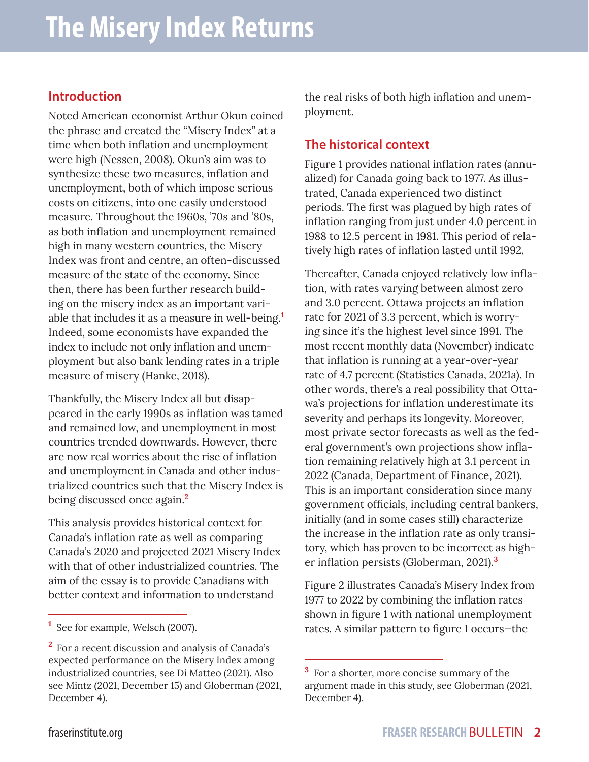# The Misery Index Returns

## Introduction

Noted American economist Arthur Okun coined the phrase and created the "Misery Index" at a time when both inflation and unemployment were high (Nessen, 2008). Okun's aim was to synthesize these two measures, inflation and unemployment, both of which impose serious costs on citizens, into one easily understood measure. Throughout the 1960s, '70s and '80s, as both inflation and unemployment remained high in many western countries, the Misery Index was front and centre, an often-discussed measure of the state of the economy. Since then, there has been further research building on the misery index as an important variable that includes it as a measure in well-being.[1] Indeed, some economists have expanded the index to include not only inflation and unemployment but also bank lending rates in a triple measure of misery (Hanke, 2018).

Thankfully, the Misery Index all but disappeared in the early 1990s as inflation was tamed and remained low, and unemployment in most countries trended downwards. However, there are now real worries about the rise of inflation and unemployment in Canada and other industrialized countries such that the Misery Index is being discussed once again.[2]

This analysis provides historical context for Canada's inflation rate as well as comparing Canada's 2020 and projected 2021 Misery Index with that of other industrialized countries. The aim of the essay is to provide Canadians with better context and information to understand the real risks of both high inflation and unemployment.

## The historical context

Figure 1 provides national inflation rates (annualized) for Canada going back to 1977. As illustrated, Canada experienced two distinct periods. The first was plagued by high rates of inflation ranging from just under 4.0 percent in 1988 to 12.5 percent in 1981. This period of relatively high rates of inflation lasted until 1992.

Thereafter, Canada enjoyed relatively low inflation, with rates varying between almost zero and 3.0 percent. Ottawa projects an inflation rate for 2021 of 3.3 percent, which is worrying since it's the highest level since 1991. The most recent monthly data (November) indicate that inflation is running at a year-over-year rate of 4.7 percent (Statistics Canada, 2021a). In other words, there's a real possibility that Ottawa's projections for inflation underestimate its severity and perhaps its longevity. Moreover, most private sector forecasts as well as the federal government's own projections show inflation remaining relatively high at 3.1 percent in 2022 (Canada, Department of Finance, 2021). This is an important consideration since many government officials, including central bankers, initially (and in some cases still) characterize the increase in the inflation rate as only transitory, which has proven to be incorrect as higher inflation persists (Globerman, 2021).[3]

Figure 2 illustrates Canada's Misery Index from 1977 to 2022 by combining the inflation rates shown in figure 1 with national unemployment rates. A similar pattern to figure 1 occurs—the

---

[1] See for example, Welsch (2007).

[2] For a recent discussion and analysis of Canada's expected performance on the Misery Index among industrialized countries, see Di Matteo (2021). Also see Mintz (2021, December 15) and Globerman (2021, December 4).

[3] For a shorter, more concise summary of the argument made in this study, see Globerman (2021, December 4).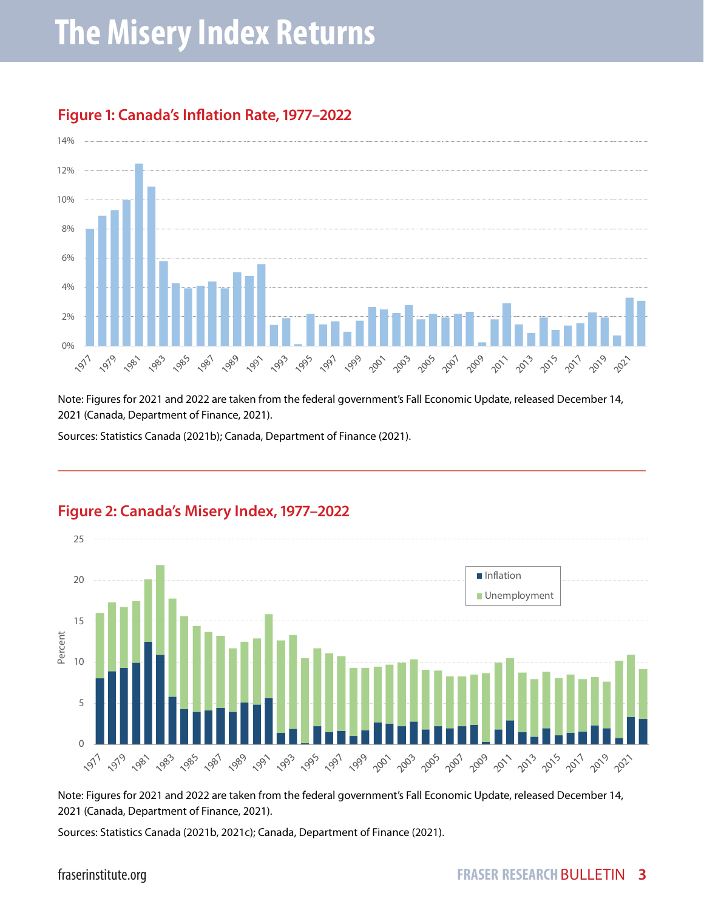## Figure 1: Canada's Inflation Rate, 1977–2022

Note: Figures for 2021 and 2022 are taken from the federal government's Fall Economic Update, released December 14, 2021 (Canada, Department of Finance, 2021).

Sources: Statistics Canada (2021b); Canada, Department of Finance (2021).

## Figure 2: Canada's Misery Index, 1977–2022

Note: Figures for 2021 and 2022 are taken from the federal government's Fall Economic Update, released December 14, 2021 (Canada, Department of Finance, 2021).

Sources: Statistics Canada (2021b, 2021c); Canada, Department of Finance (2021).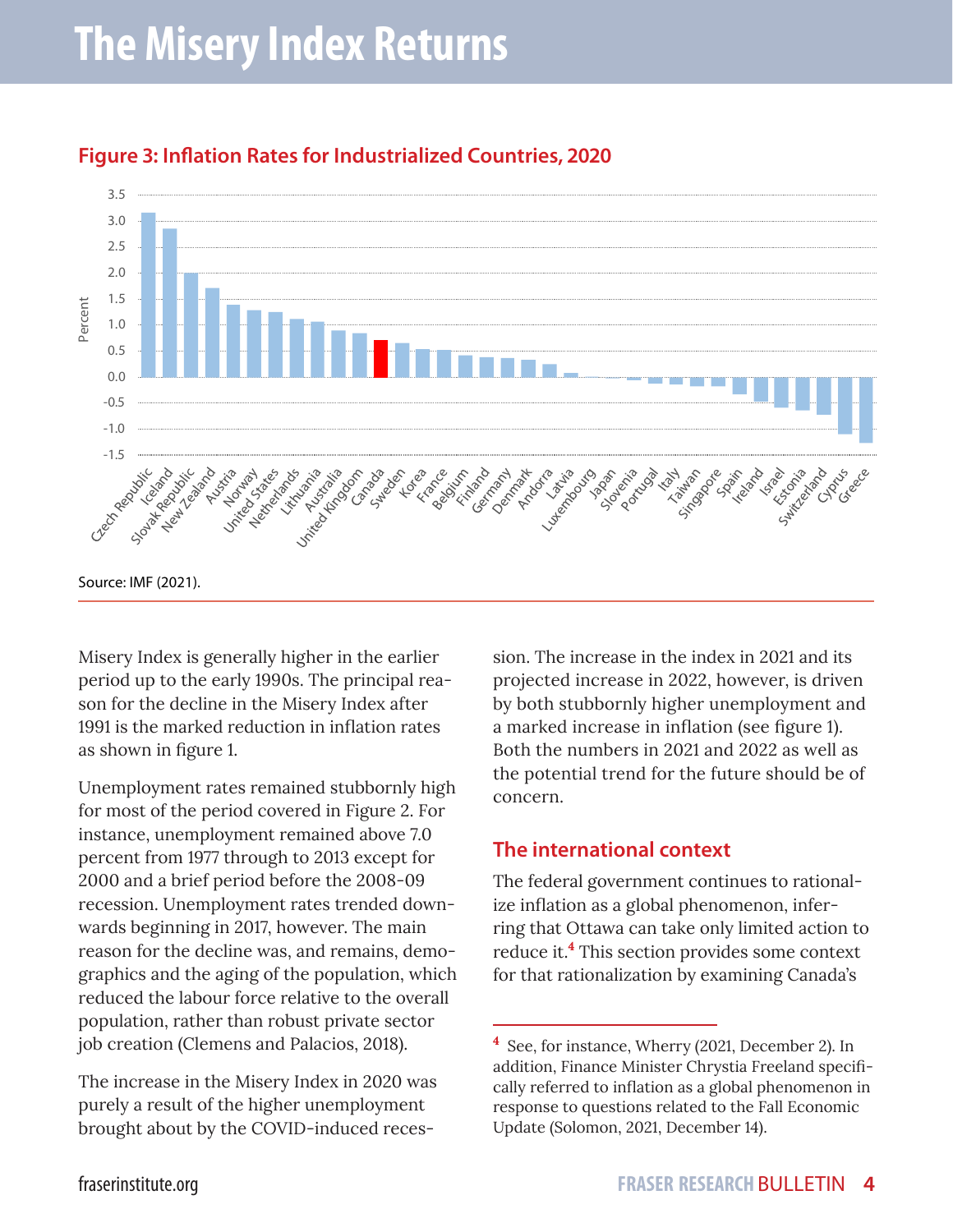## Figure 3: Inflation Rates for Industrialized Countries, 2020

Source: IMF (2021).

Misery Index is generally higher in the earlier period up to the early 1990s. The principal reason for the decline in the Misery Index after 1991 is the marked reduction in inflation rates as shown in figure 1.

Unemployment rates remained stubbornly high for most of the period covered in Figure 2. For instance, unemployment remained above 7.0 percent from 1977 through to 2013 except for 2000 and a brief period before the 2008-09 recession. Unemployment rates trended downwards beginning in 2017, however. The main reason for the decline was, and remains, demographics and the aging of the population, which reduced the labour force relative to the overall population, rather than robust private sector job creation (Clemens and Palacios, 2018).

The increase in the Misery Index in 2020 was purely a result of the higher unemployment brought about by the COVID-induced recession. The increase in the index in 2021 and its projected increase in 2022, however, is driven by both stubbornly higher unemployment and a marked increase in inflation (see figure 1). Both the numbers in 2021 and 2022 as well as the potential trend for the future should be of concern.

### The international context

The federal government continues to rationalize inflation as a global phenomenon, inferring that Ottawa can take only limited action to reduce it.[4] This section provides some context for that rationalization by examining Canada's

[4] See, for instance, Wherry (2021, December 2). In addition, Finance Minister Chrystia Freeland specifically referred to inflation as a global phenomenon in response to questions related to the Fall Economic Update (Solomon, 2021, December 14).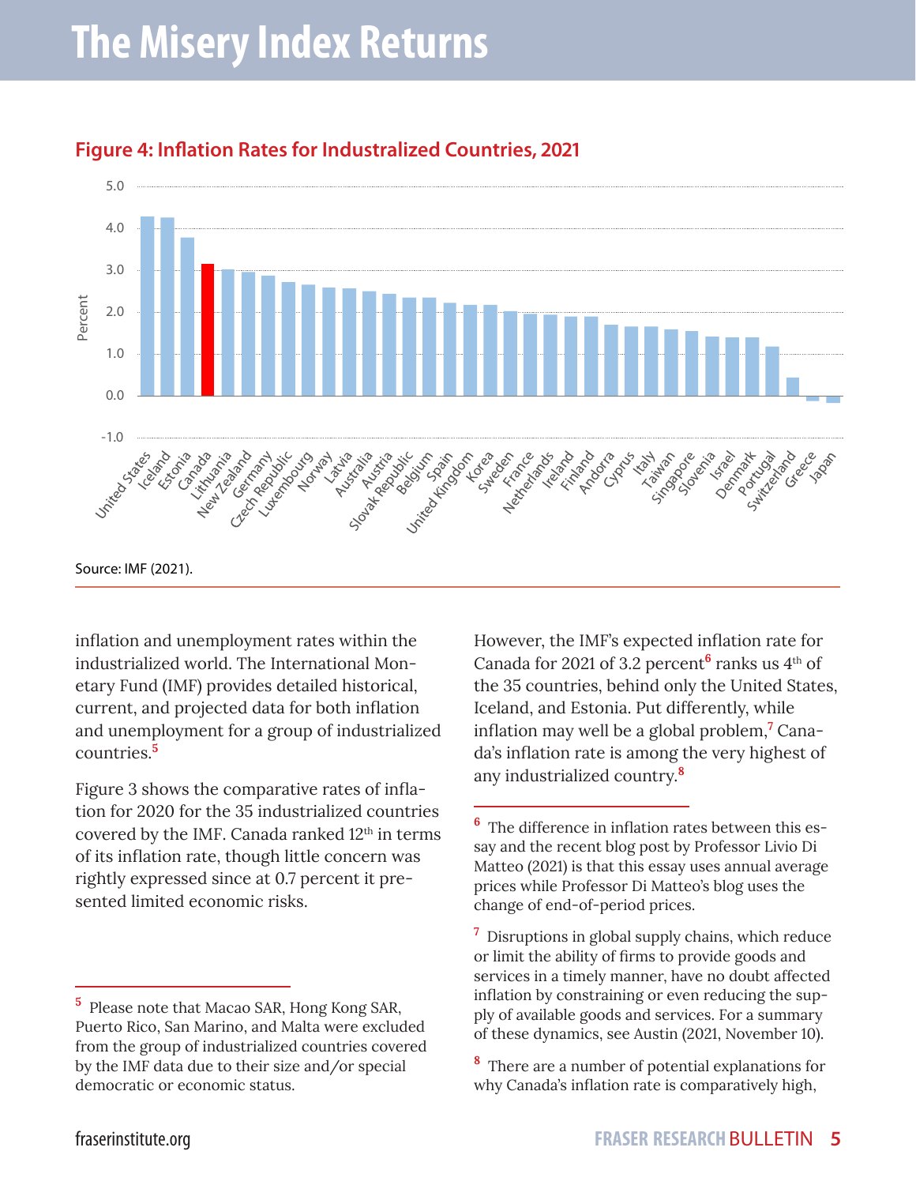**Figure 4: Inflation Rates for Industralized Countries, 2021**

Source: IMF (2021).

inflation and unemployment rates within the industrialized world. The International Monetary Fund (IMF) provides detailed historical, current, and projected data for both inflation and unemployment for a group of industrialized countries.[5]

Figure 3 shows the comparative rates of inflation for 2020 for the 35 industrialized countries covered by the IMF. Canada ranked 12th in terms of its inflation rate, though little concern was rightly expressed since at 0.7 percent it presented limited economic risks.

However, the IMF's expected inflation rate for Canada for 2021 of 3.2 percent[6] ranks us 4th of the 35 countries, behind only the United States, Iceland, and Estonia. Put differently, while inflation may well be a global problem,[7] Canada's inflation rate is among the very highest of any industrialized country.[8]

[5] Please note that Macao SAR, Hong Kong SAR, Puerto Rico, San Marino, and Malta were excluded from the group of industrialized countries covered by the IMF data due to their size and/or special democratic or economic status.

[6] The difference in inflation rates between this essay and the recent blog post by Professor Livio Di Matteo (2021) is that this essay uses annual average prices while Professor Di Matteo's blog uses the change of end-of-period prices.

[7] Disruptions in global supply chains, which reduce or limit the ability of firms to provide goods and services in a timely manner, have no doubt affected inflation by constraining or even reducing the supply of available goods and services. For a summary of these dynamics, see Austin (2021, November 10).

[8] There are a number of potential explanations for why Canada's inflation rate is comparatively high,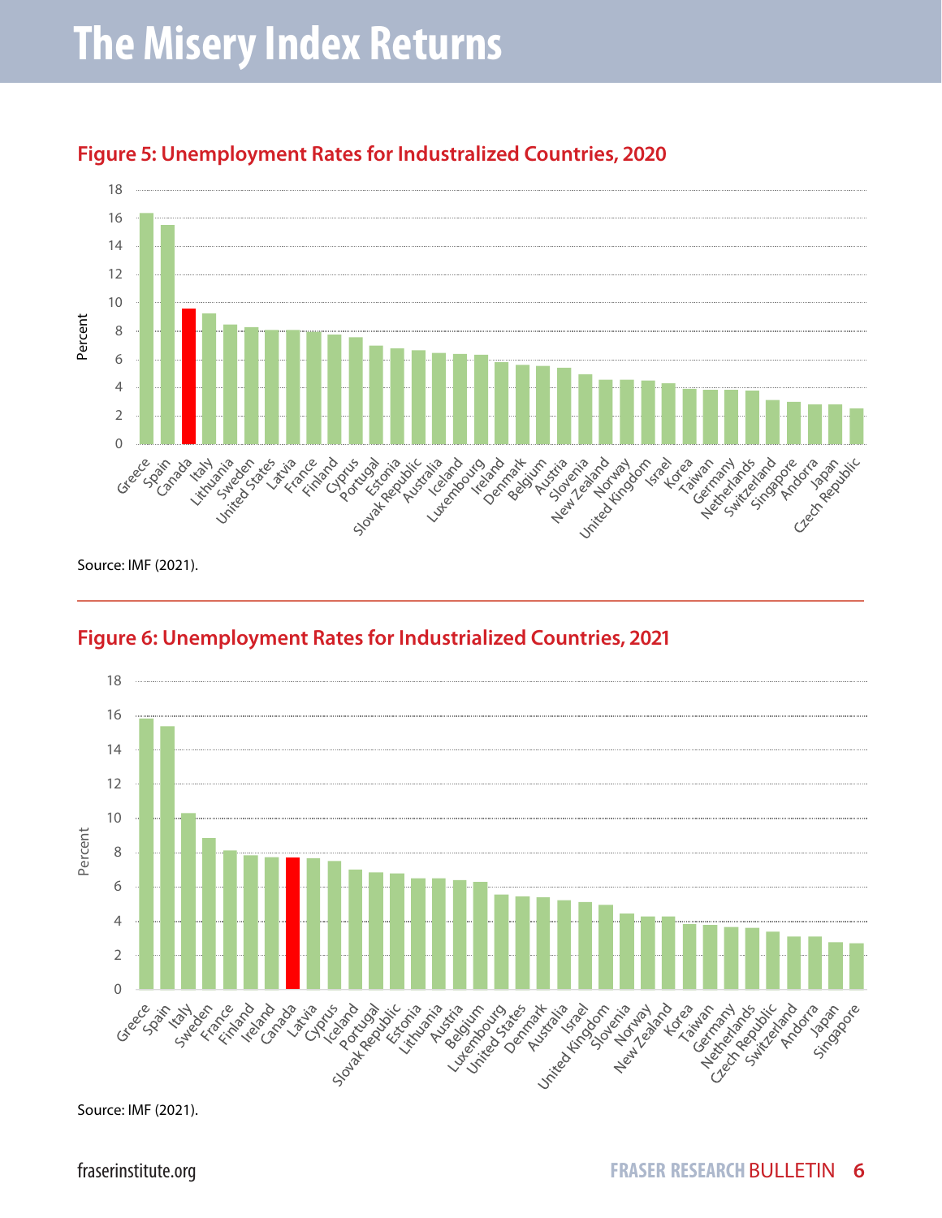# The Misery Index Returns

### Figure 5: Unemployment Rates for Industralized Countries, 2020

Source: IMF (2021).

### Figure 6: Unemployment Rates for Industrialized Countries, 2021

Source: IMF (2021).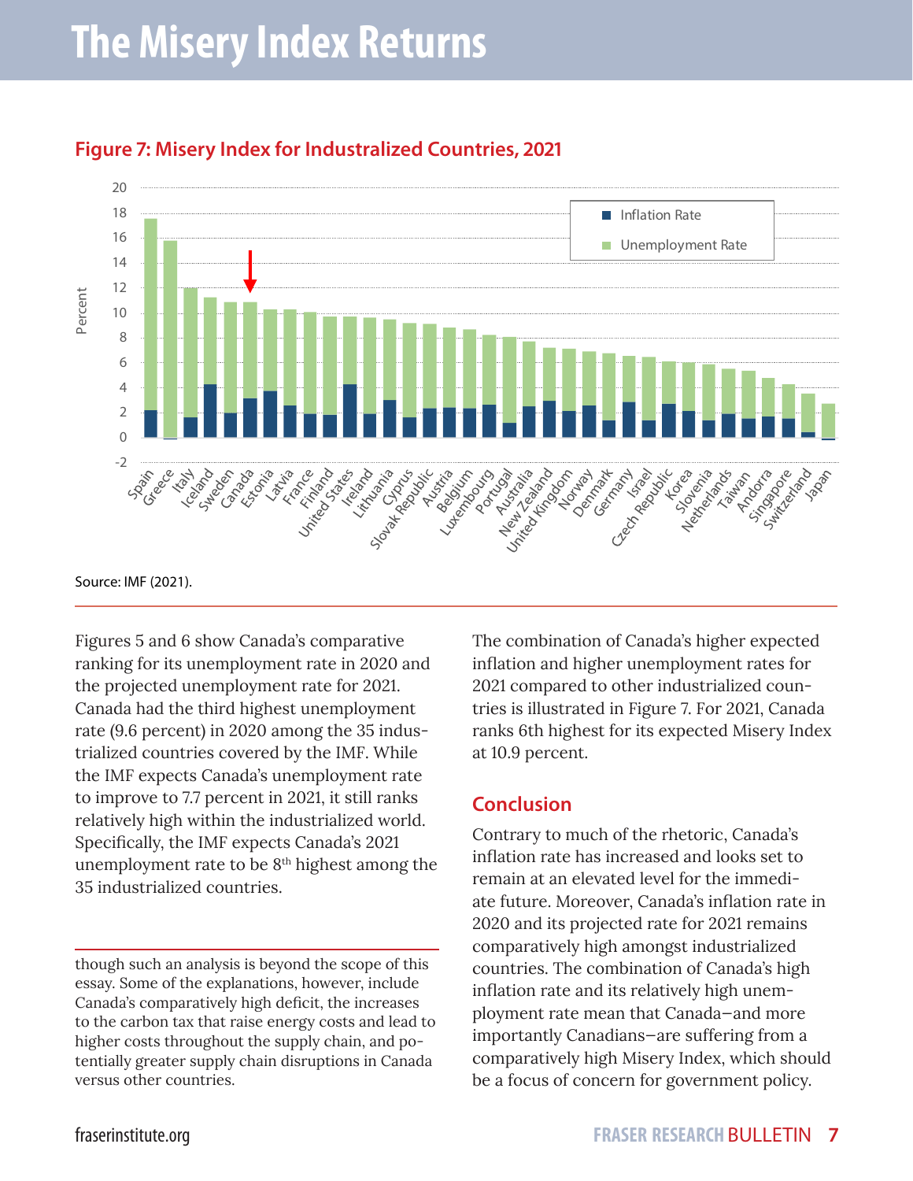# The Misery Index Returns

**Figure 7: Misery Index for Industralized Countries, 2021**

Source: IMF (2021).

Figures 5 and 6 show Canada's comparative ranking for its unemployment rate in 2020 and the projected unemployment rate for 2021. Canada had the third highest unemployment rate (9.6 percent) in 2020 among the 35 industrialized countries covered by the IMF. While the IMF expects Canada's unemployment rate to improve to 7.7 percent in 2021, it still ranks relatively high within the industrialized world. Specifically, the IMF expects Canada's 2021 unemployment rate to be 8th highest among the 35 industrialized countries.

The combination of Canada's higher expected inflation and higher unemployment rates for 2021 compared to other industrialized countries is illustrated in Figure 7. For 2021, Canada ranks 6th highest for its expected Misery Index at 10.9 percent.

## Conclusion

Contrary to much of the rhetoric, Canada's inflation rate has increased and looks set to remain at an elevated level for the immediate future. Moreover, Canada's inflation rate in 2020 and its projected rate for 2021 remains comparatively high amongst industrialized countries. The combination of Canada's high inflation rate and its relatively high unemployment rate mean that Canada—and more importantly Canadians—are suffering from a comparatively high Misery Index, which should be a focus of concern for government policy.

---

though such an analysis is beyond the scope of this essay. Some of the explanations, however, include Canada's comparatively high deficit, the increases to the carbon tax that raise energy costs and lead to higher costs throughout the supply chain, and potentially greater supply chain disruptions in Canada versus other countries.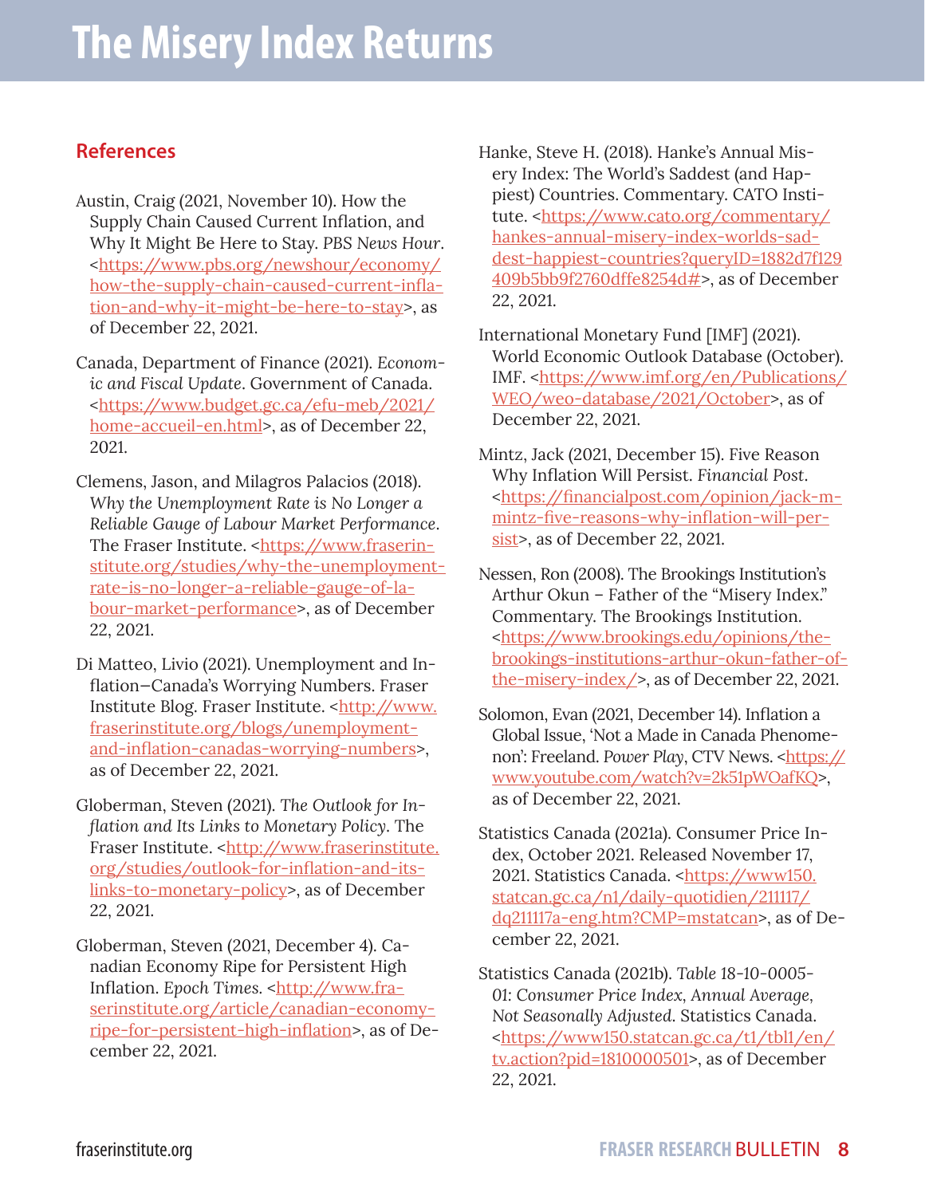## References

Austin, Craig (2021, November 10). How the Supply Chain Caused Current Inflation, and Why It Might Be Here to Stay. *PBS News Hour*. <https://www.pbs.org/newshour/economy/how-the-supply-chain-caused-current-inflation-and-why-it-might-be-here-to-stay>, as of December 22, 2021.

Canada, Department of Finance (2021). *Economic and Fiscal Update*. Government of Canada. <https://www.budget.gc.ca/efu-meb/2021/home-accueil-en.html>, as of December 22, 2021.

Clemens, Jason, and Milagros Palacios (2018). *Why the Unemployment Rate is No Longer a Reliable Gauge of Labour Market Performance*. The Fraser Institute. <https://www.fraserinstitute.org/studies/why-the-unemployment-rate-is-no-longer-a-reliable-gauge-of-labour-market-performance>, as of December 22, 2021.

Di Matteo, Livio (2021). Unemployment and Inflation—Canada's Worrying Numbers. Fraser Institute Blog. Fraser Institute. <http://www.fraserinstitute.org/blogs/unemployment-and-inflation-canadas-worrying-numbers>, as of December 22, 2021.

Globerman, Steven (2021). *The Outlook for Inflation and Its Links to Monetary Policy*. The Fraser Institute. <http://www.fraserinstitute.org/studies/outlook-for-inflation-and-its-links-to-monetary-policy>, as of December 22, 2021.

Globerman, Steven (2021, December 4). Canadian Economy Ripe for Persistent High Inflation. *Epoch Times*. <http://www.fraserinstitute.org/article/canadian-economy-ripe-for-persistent-high-inflation>, as of December 22, 2021.

Hanke, Steve H. (2018). Hanke's Annual Misery Index: The World's Saddest (and Happiest) Countries. Commentary. CATO Institute. <https://www.cato.org/commentary/hankes-annual-misery-index-worlds-saddest-happiest-countries?queryID=1882d7f129409b5bb9f2760dffe8254d#>, as of December 22, 2021.

International Monetary Fund [IMF] (2021). World Economic Outlook Database (October). IMF. <https://www.imf.org/en/Publications/WEO/weo-database/2021/October>, as of December 22, 2021.

Mintz, Jack (2021, December 15). Five Reason Why Inflation Will Persist. *Financial Post*. <https://financialpost.com/opinion/jack-m-mintz-five-reasons-why-inflation-will-persist>, as of December 22, 2021.

Nessen, Ron (2008). The Brookings Institution's Arthur Okun – Father of the "Misery Index." Commentary. The Brookings Institution. <https://www.brookings.edu/opinions/the-brookings-institutions-arthur-okun-father-of-the-misery-index/>, as of December 22, 2021.

Solomon, Evan (2021, December 14). Inflation a Global Issue, 'Not a Made in Canada Phenomenon': Freeland. *Power Play*, CTV News. <https://www.youtube.com/watch?v=2k51pWOafKQ>, as of December 22, 2021.

Statistics Canada (2021a). Consumer Price Index, October 2021. Released November 17, 2021. Statistics Canada. <https://www150.statcan.gc.ca/n1/daily-quotidien/211117/dq211117a-eng.htm?CMP=mstatcan>, as of December 22, 2021.

Statistics Canada (2021b). *Table 18-10-0005-01: Consumer Price Index, Annual Average, Not Seasonally Adjusted*. Statistics Canada. <https://www150.statcan.gc.ca/t1/tbl1/en/tv.action?pid=1810000501>, as of December 22, 2021.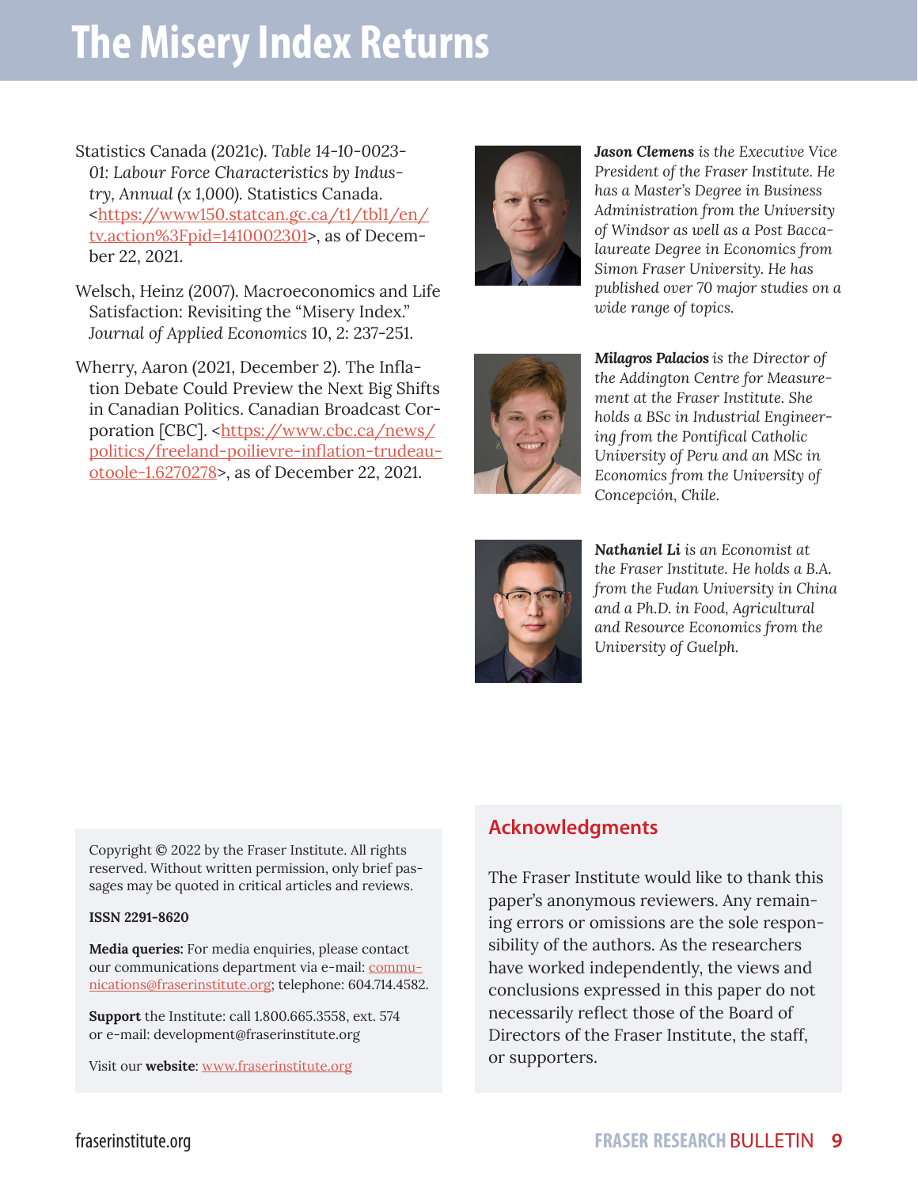Statistics Canada (2021c). *Table 14-10-0023-01: Labour Force Characteristics by Industry, Annual (x 1,000)*. Statistics Canada. <https://www150.statcan.gc.ca/t1/tbl1/en/tv.action%3Fpid=1410002301>, as of December 22, 2021.

Welsch, Heinz (2007). Macroeconomics and Life Satisfaction: Revisiting the "Misery Index." *Journal of Applied Economics* 10, 2: 237-251.

Wherry, Aaron (2021, December 2). The Inflation Debate Could Preview the Next Big Shifts in Canadian Politics. Canadian Broadcast Corporation [CBC]. <https://www.cbc.ca/news/politics/freeland-poilievre-inflation-trudeau-otoole-1.6270278>, as of December 22, 2021.

***Jason Clemens*** *is the Executive Vice President of the Fraser Institute. He has a Master's Degree in Business Administration from the University of Windsor as well as a Post Baccalaureate Degree in Economics from Simon Fraser University. He has published over 70 major studies on a wide range of topics.*

***Milagros Palacios*** *is the Director of the Addington Centre for Measurement at the Fraser Institute. She holds a BSc in Industrial Engineering from the Pontifical Catholic University of Peru and an MSc in Economics from the University of Concepción, Chile.*

***Nathaniel Li*** *is an Economist at the Fraser Institute. He holds a B.A. from the Fudan University in China and a Ph.D. in Food, Agricultural and Resource Economics from the University of Guelph.*

Copyright © 2022 by the Fraser Institute. All rights reserved. Without written permission, only brief passages may be quoted in critical articles and reviews.

**ISSN 2291-8620**

**Media queries:** For media enquiries, please contact our communications department via e-mail: communications@fraserinstitute.org; telephone: 604.714.4582.

**Support** the Institute: call 1.800.665.3558, ext. 574 or e-mail: development@fraserinstitute.org

Visit our **website**: www.fraserinstitute.org

## Acknowledgments

The Fraser Institute would like to thank this paper's anonymous reviewers. Any remaining errors or omissions are the sole responsibility of the authors. As the researchers have worked independently, the views and conclusions expressed in this paper do not necessarily reflect those of the Board of Directors of the Fraser Institute, the staff, or supporters.